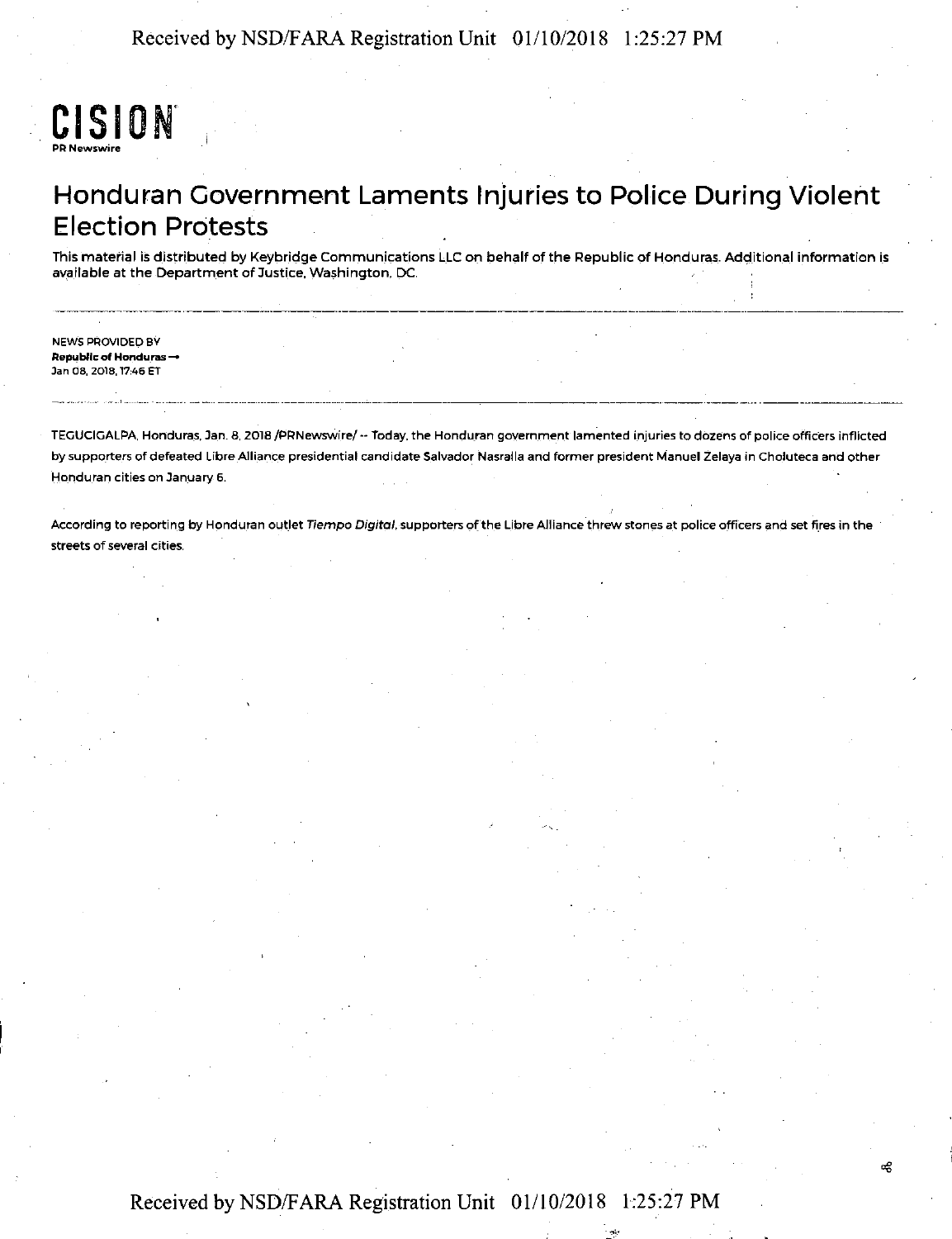CISION
PR Newswire

# Honduran Government Laments Injuries to Police During Violent Election Protests

This material is distributed by Keybridge Communications LLC on behalf of the Republic of Honduras. Additional information is available at the Department of Justice, Washington, DC.

NEWS PROVIDED BY
**Republic of Honduras →**
Jan 08, 2018, 17:46 ET

TEGUCIGALPA, Honduras, Jan. 8, 2018 /PRNewswire/ -- Today, the Honduran government lamented injuries to dozens of police officers inflicted by supporters of defeated Libre Alliance presidential candidate Salvador Nasralla and former president Manuel Zelaya in Choluteca and other Honduran cities on January 6.

According to reporting by Honduran outlet *Tiempo Digital*, supporters of the Libre Alliance threw stones at police officers and set fires in the streets of several cities.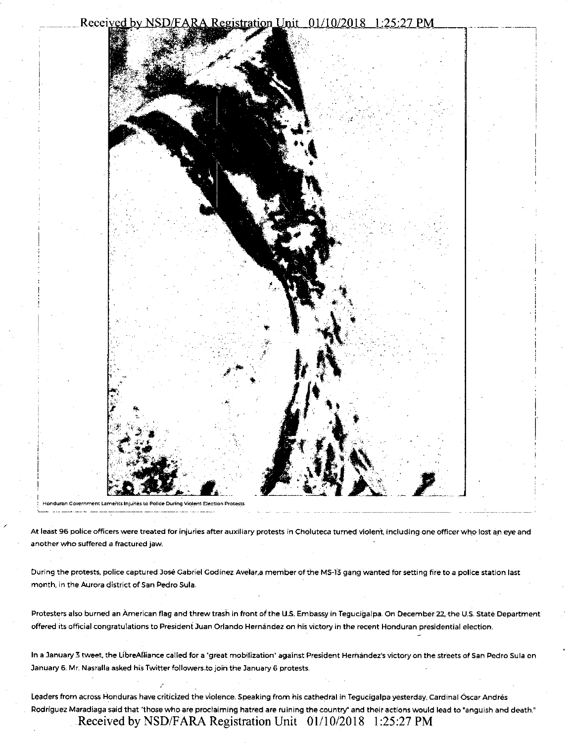Honduran Government Laments Injuries to Police During Violent Election Protests

At least 96 police officers were treated for injuries after auxiliary protests in Choluteca turned violent, including one officer who lost an eye and another who suffered a fractured jaw.

During the protests, police captured José Gabriel Godinez Avelar,a member of the MS-13 gang wanted for setting fire to a police station last month, in the Aurora district of San Pedro Sula.

Protesters also burned an American flag and threw trash in front of the U.S. Embassy in Tegucigalpa. On December 22, the U.S. State Department offered its official congratulations to President Juan Orlando Hernández on his victory in the recent Honduran presidential election.

In a January 3 tweet, the LibreAlliance called for a "great mobilization" against President Hernández's victory on the streets of San Pedro Sula on January 6. Mr. Nasralla asked his Twitter followers to join the January 6 protests.

Leaders from across Honduras have criticized the violence. Speaking from his cathedral in Tegucigalpa yesterday, Cardinal Óscar Andrés Rodríguez Maradiaga said that "those who are proclaiming hatred are ruining the country" and their actions would lead to "anguish and death."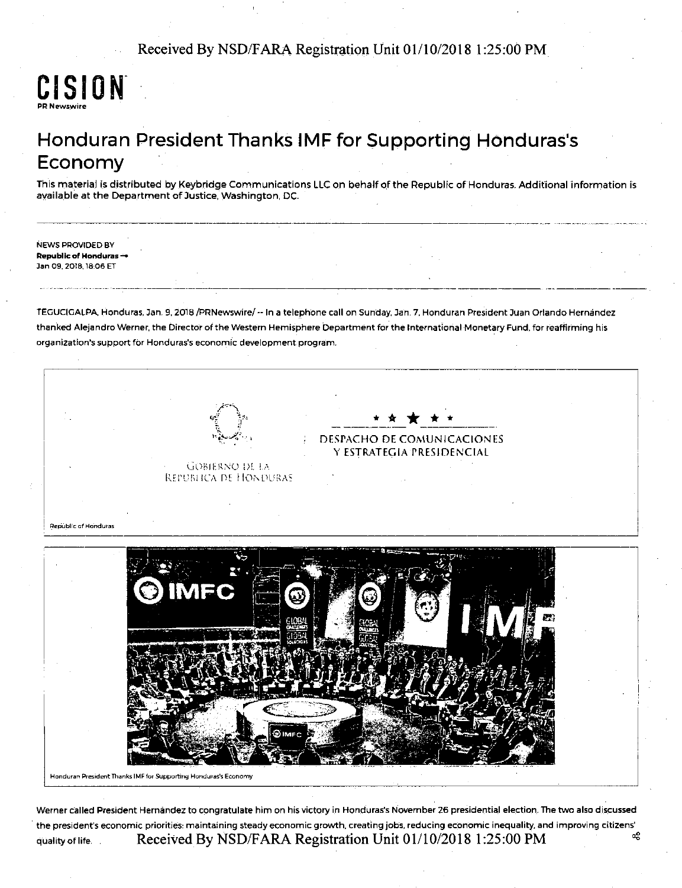CISION

PR Newswire

# Honduran President Thanks IMF for Supporting Honduras's Economy

This material is distributed by Keybridge Communications LLC on behalf of the Republic of Honduras. Additional information is available at the Department of Justice, Washington, DC.

---

NEWS PROVIDED BY
**Republic of Honduras →**
Jan 09, 2018, 18:06 ET

---

TEGUCIGALPA, Honduras, Jan. 9, 2018 /PRNewswire/ -- In a telephone call on Sunday, Jan. 7, Honduran President Juan Orlando Hernández thanked Alejandro Werner, the Director of the Western Hemisphere Department for the International Monetary Fund, for reaffirming his organization's support for Honduras's economic development program.

GOBIERNO DE LA REPÚBLICA DE HONDURAS

DESPACHO DE COMUNICACIONES Y ESTRATEGIA PRESIDENCIAL

Republic of Honduras

Honduran President Thanks IMF for Supporting Honduras's Economy

Werner called President Hernández to congratulate him on his victory in Honduras's November 26 presidential election. The two also discussed the president's economic priorities: maintaining steady economic growth, creating jobs, reducing economic inequality, and improving citizens' quality of life.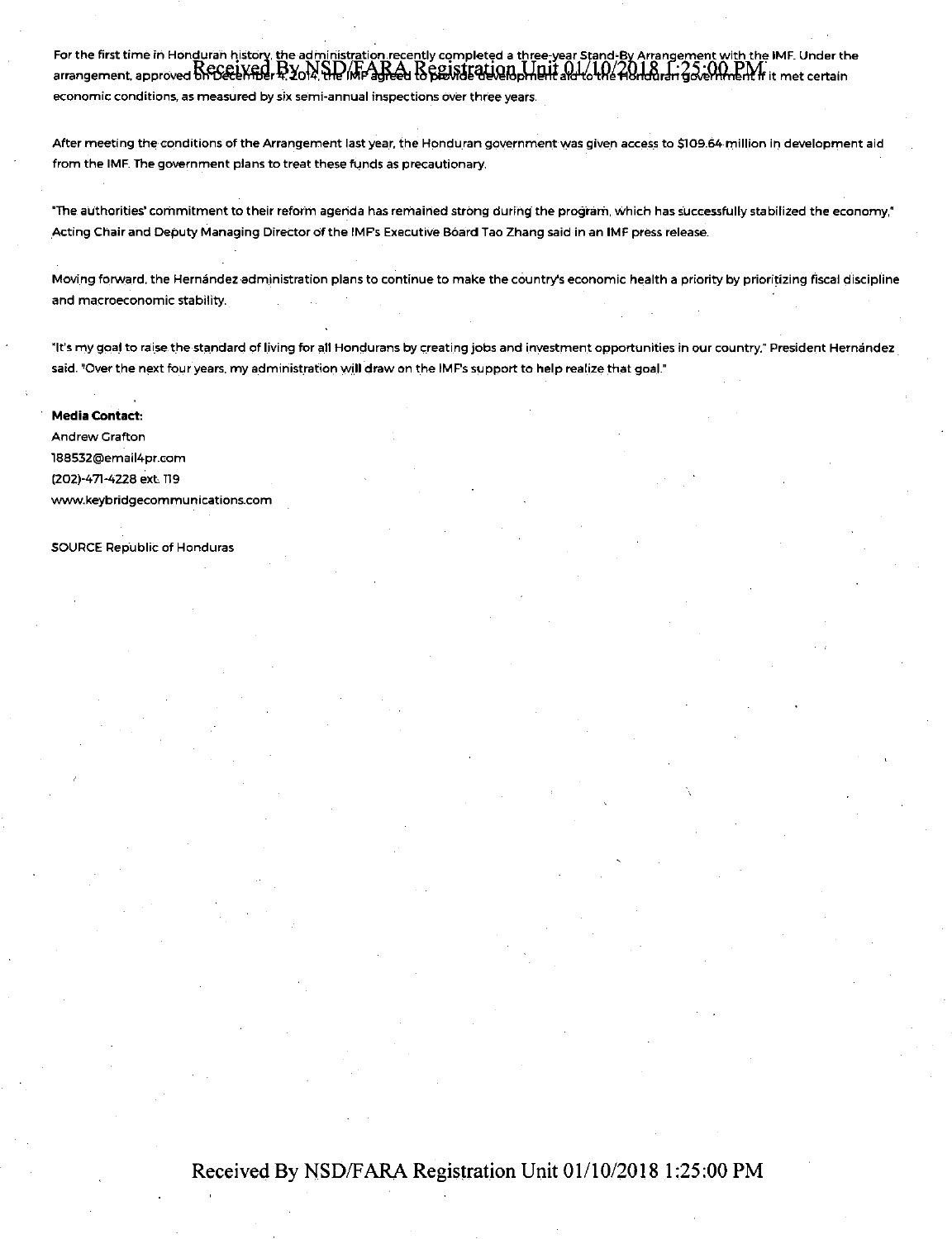For the first time in Honduran history, the administration recently completed a three-year Stand-By Arrangement with the IMF. Under the arrangement, approved on December 4, 2014, the IMF agreed to provide development aid to the Honduran government if it met certain economic conditions, as measured by six semi-annual inspections over three years.

After meeting the conditions of the Arrangement last year, the Honduran government was given access to $109.64 million in development aid from the IMF. The government plans to treat these funds as precautionary.

"The authorities' commitment to their reform agenda has remained strong during the program, which has successfully stabilized the economy," Acting Chair and Deputy Managing Director of the IMF's Executive Board Tao Zhang said in an IMF press release.

Moving forward, the Hernández administration plans to continue to make the country's economic health a priority by prioritizing fiscal discipline and macroeconomic stability.

"It's my goal to raise the standard of living for all Hondurans by creating jobs and investment opportunities in our country," President Hernández said. "Over the next four years, my administration will draw on the IMF's support to help realize that goal."

**Media Contact:**
Andrew Grafton
188532@email4pr.com
(202)-471-4228 ext. 119
www.keybridgecommunications.com

SOURCE Republic of Honduras

Received By NSD/FARA Registration Unit 01/10/2018 1:25:00 PM